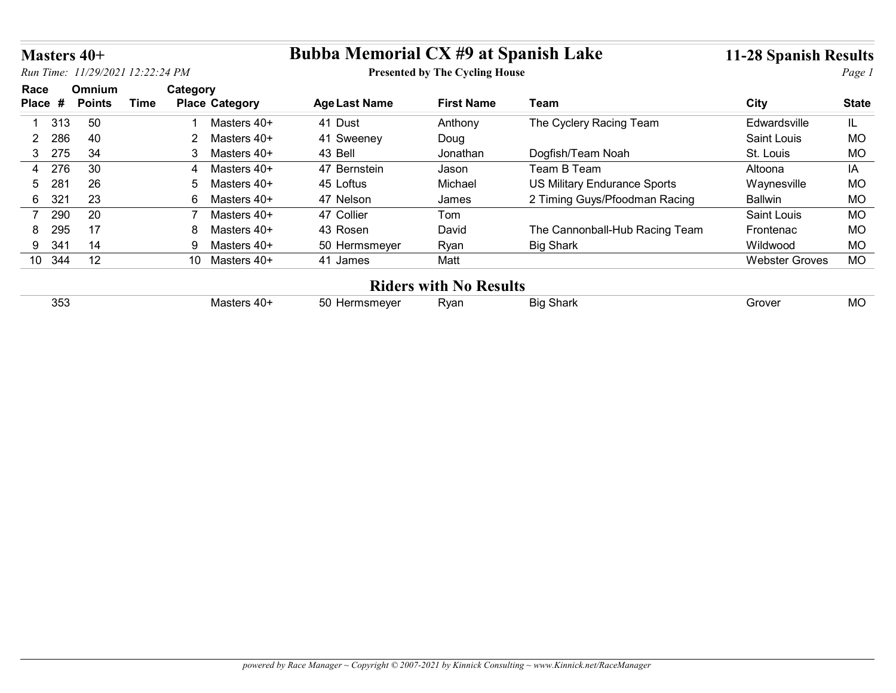# Bubba Memorial CX #9 at Spanish Lake

**Presented by The Cycling House**

## Masters 40+

*Run Time: 11/29/2021 12:22:24 PM*

**11-28 Spanish Results**

| Race Place | # | Omnium Points | Time | Category Place | Category | Age | Last Name | First Name | Team | City | State |
|---|---|---|---|---|---|---|---|---|---|---|---|
| 1 | 313 | 50 | | 1 | Masters 40+ | 41 | Dust | Anthony | The Cyclery Racing Team | Edwardsville | IL |
| 2 | 286 | 40 | | 2 | Masters 40+ | 41 | Sweeney | Doug | | Saint Louis | MO |
| 3 | 275 | 34 | | 3 | Masters 40+ | 43 | Bell | Jonathan | Dogfish/Team Noah | St. Louis | MO |
| 4 | 276 | 30 | | 4 | Masters 40+ | 47 | Bernstein | Jason | Team B Team | Altoona | IA |
| 5 | 281 | 26 | | 5 | Masters 40+ | 45 | Loftus | Michael | US Military Endurance Sports | Waynesville | MO |
| 6 | 321 | 23 | | 6 | Masters 40+ | 47 | Nelson | James | 2 Timing Guys/Pfoodman Racing | Ballwin | MO |
| 7 | 290 | 20 | | 7 | Masters 40+ | 47 | Collier | Tom | | Saint Louis | MO |
| 8 | 295 | 17 | | 8 | Masters 40+ | 43 | Rosen | David | The Cannonball-Hub Racing Team | Frontenac | MO |
| 9 | 341 | 14 | | 9 | Masters 40+ | 50 | Hermsmeyer | Ryan | Big Shark | Wildwood | MO |
| 10 | 344 | 12 | | 10 | Masters 40+ | 41 | James | Matt | | Webster Groves | MO |

## Riders with No Results

| Race Place | # | Omnium Points | Time | Category Place | Category | Age | Last Name | First Name | Team | City | State |
|---|---|---|---|---|---|---|---|---|---|---|---|
| | 353 | | | | Masters 40+ | 50 | Hermsmeyer | Ryan | Big Shark | Grover | MO |

*powered by Race Manager ~ Copyright © 2007-2021 by Kinnick Consulting ~ www.Kinnick.net/RaceManager*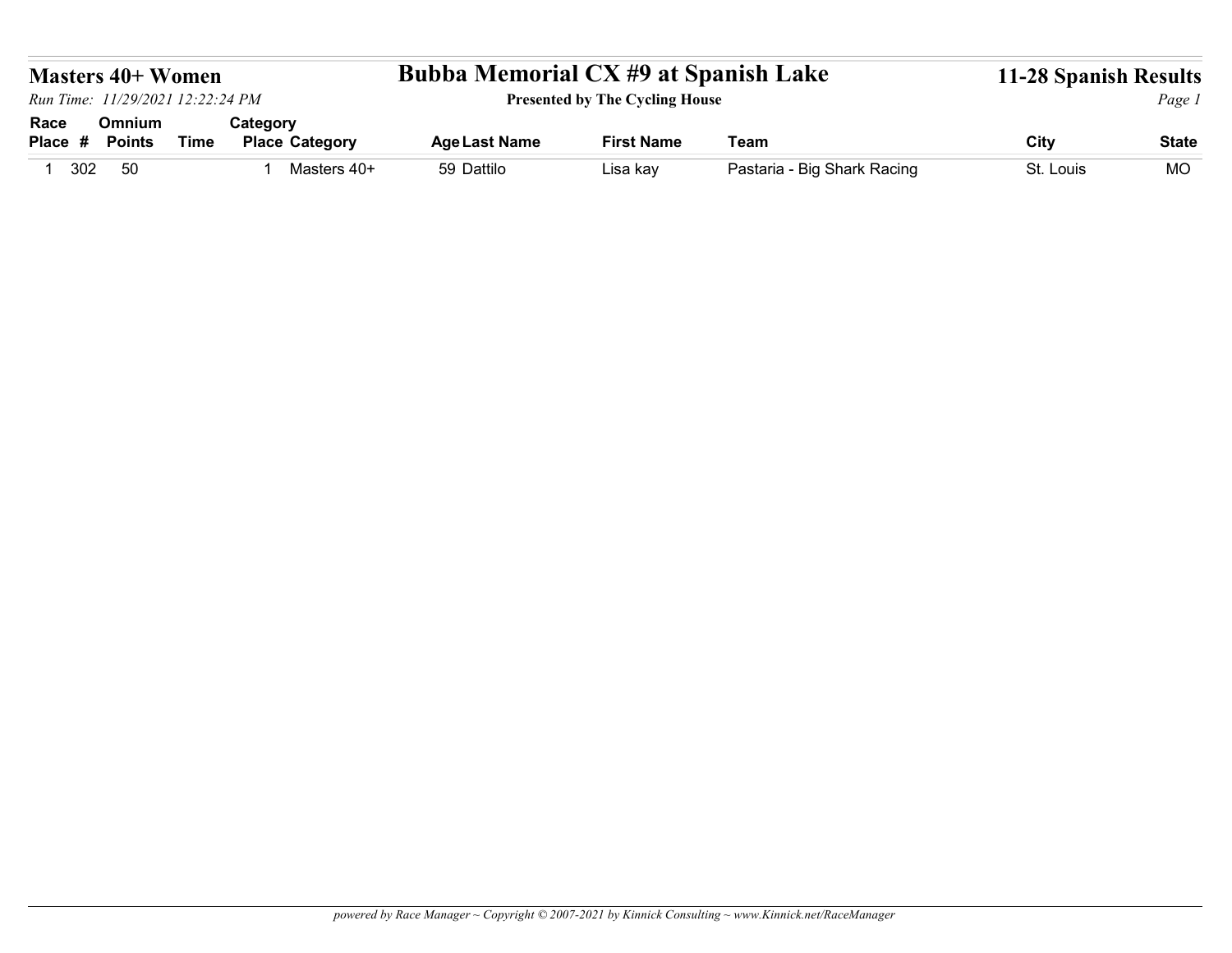## Masters 40+ Women

*Run Time: 11/29/2021 12:22:24 PM*

# Bubba Memorial CX #9 at Spanish Lake

**Presented by The Cycling House**

## 11-28 Spanish Results

| Race Place | # | Omnium Points | Time | Category Place | Category | Age | Last Name | First Name | Team | City | State |
|---|---|---|---|---|---|---|---|---|---|---|---|
| 1 | 302 | 50 | | 1 | Masters 40+ | 59 | Dattilo | Lisa kay | Pastaria - Big Shark Racing | St. Louis | MO |

*powered by Race Manager ~ Copyright © 2007-2021 by Kinnick Consulting ~ www.Kinnick.net/RaceManager*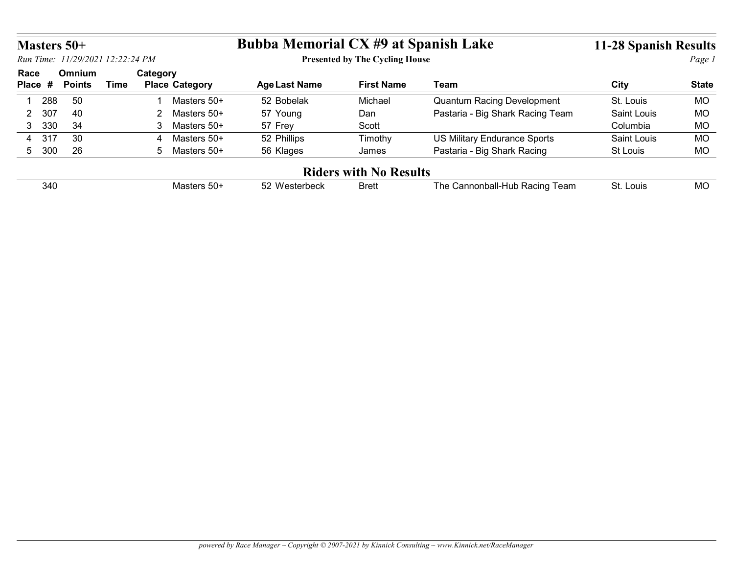# Masters 50+

## Bubba Memorial CX #9 at Spanish Lake

**Presented by The Cycling House**

**11-28 Spanish Results**

*Run Time: 11/29/2021 12:22:24 PM*

| Race Place | # | Omnium Points | Time | Category Place | Category | Age | Last Name | First Name | Team | City | State |
|---|---|---|---|---|---|---|---|---|---|---|---|
| 1 | 288 | 50 | | 1 | Masters 50+ | 52 | Bobelak | Michael | Quantum Racing Development | St. Louis | MO |
| 2 | 307 | 40 | | 2 | Masters 50+ | 57 | Young | Dan | Pastaria - Big Shark Racing Team | Saint Louis | MO |
| 3 | 330 | 34 | | 3 | Masters 50+ | 57 | Frey | Scott | | Columbia | MO |
| 4 | 317 | 30 | | 4 | Masters 50+ | 52 | Phillips | Timothy | US Military Endurance Sports | Saint Louis | MO |
| 5 | 300 | 26 | | 5 | Masters 50+ | 56 | Klages | James | Pastaria - Big Shark Racing | St Louis | MO |

## Riders with No Results

| Race Place | # | Omnium Points | Time | Category Place | Category | Age | Last Name | First Name | Team | City | State |
|---|---|---|---|---|---|---|---|---|---|---|---|
| | 340 | | | | Masters 50+ | 52 | Westerbeck | Brett | The Cannonball-Hub Racing Team | St. Louis | MO |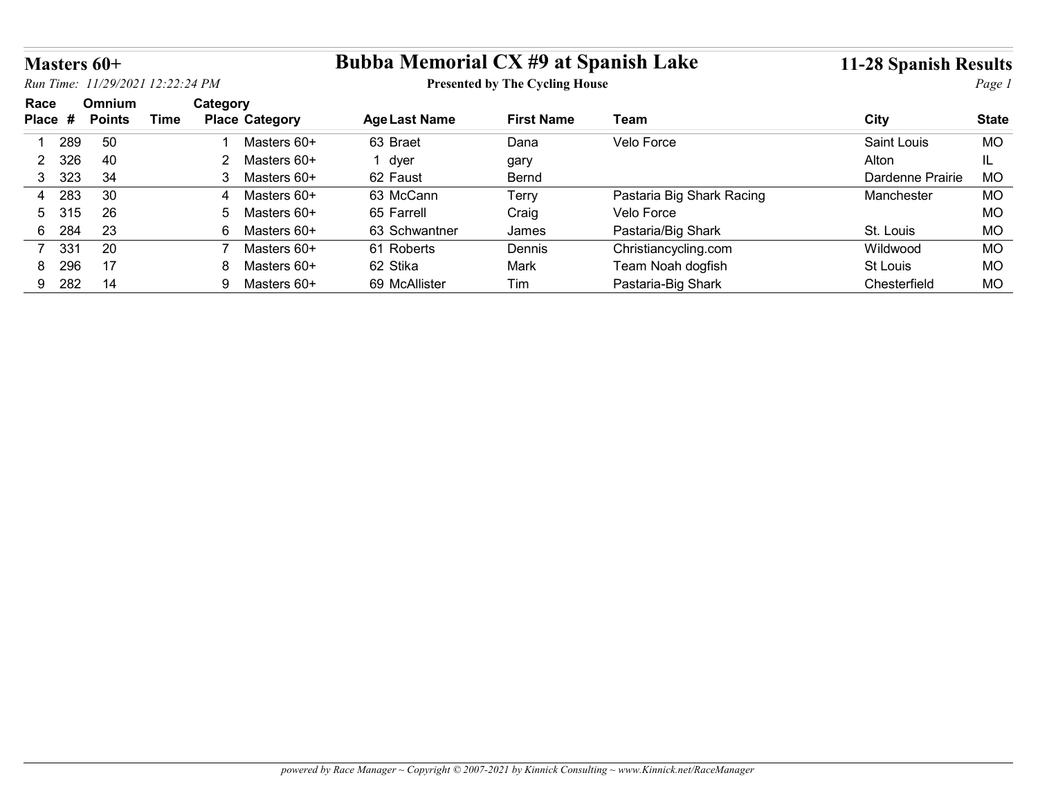# Masters 60+

## Bubba Memorial CX #9 at Spanish Lake

**Presented by The Cycling House**

**11-28 Spanish Results**

*Run Time: 11/29/2021 12:22:24 PM*

| Race Place | # | Omnium Points | Time | Category Place | Category | Age | Last Name | First Name | Team | City | State |
|---|---|---|---|---|---|---|---|---|---|---|---|
| 1 | 289 | 50 | | 1 | Masters 60+ | 63 | Braet | Dana | Velo Force | Saint Louis | MO |
| 2 | 326 | 40 | | 2 | Masters 60+ | 1 | dyer | gary | | Alton | IL |
| 3 | 323 | 34 | | 3 | Masters 60+ | 62 | Faust | Bernd | | Dardenne Prairie | MO |
| 4 | 283 | 30 | | 4 | Masters 60+ | 63 | McCann | Terry | Pastaria Big Shark Racing | Manchester | MO |
| 5 | 315 | 26 | | 5 | Masters 60+ | 65 | Farrell | Craig | Velo Force | | MO |
| 6 | 284 | 23 | | 6 | Masters 60+ | 63 | Schwantner | James | Pastaria/Big Shark | St. Louis | MO |
| 7 | 331 | 20 | | 7 | Masters 60+ | 61 | Roberts | Dennis | Christiancycling.com | Wildwood | MO |
| 8 | 296 | 17 | | 8 | Masters 60+ | 62 | Stika | Mark | Team Noah dogfish | St Louis | MO |
| 9 | 282 | 14 | | 9 | Masters 60+ | 69 | McAllister | Tim | Pastaria-Big Shark | Chesterfield | MO |

*powered by Race Manager ~ Copyright © 2007-2021 by Kinnick Consulting ~ www.Kinnick.net/RaceManager*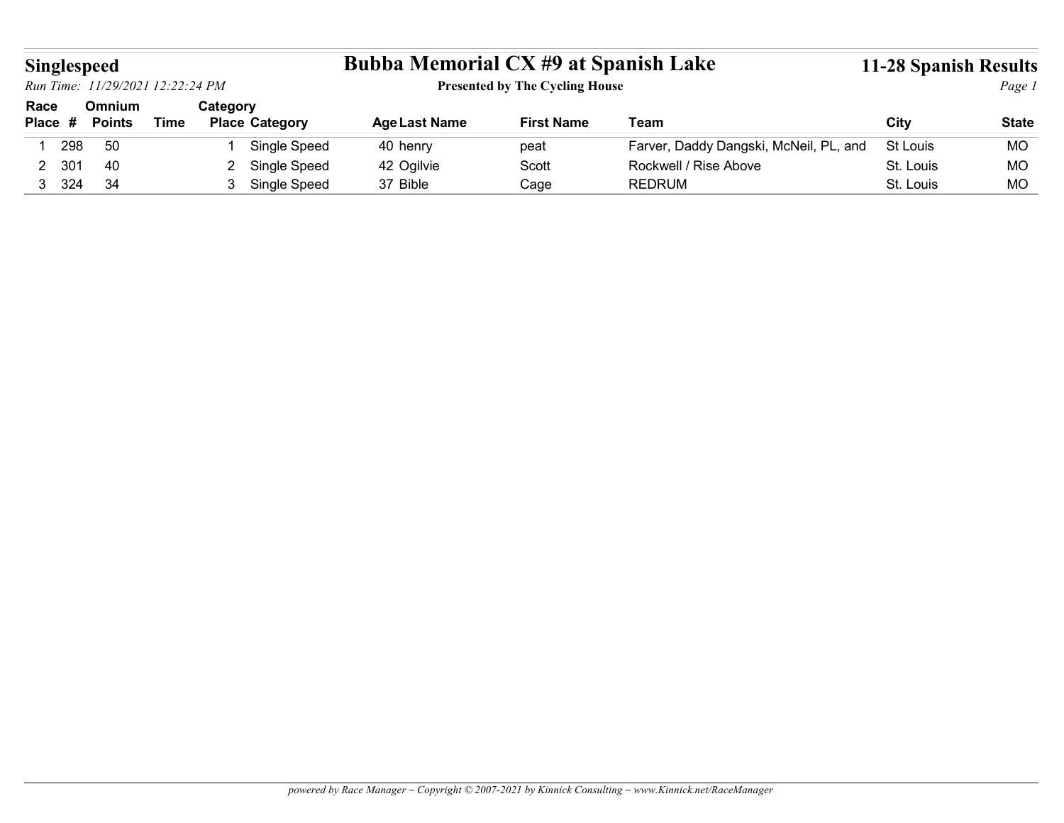# Singlespeed

## Bubba Memorial CX #9 at Spanish Lake

**Presented by The Cycling House**

**11-28 Spanish Results**

*Run Time: 11/29/2021 12:22:24 PM*

| Race Place | # | Omnium Points | Time | Category Place | Category | Age | Last Name | First Name | Team | City | State |
|---|---|---|---|---|---|---|---|---|---|---|---|
| 1 | 298 | 50 | | 1 | Single Speed | 40 | henry | peat | Farver, Daddy Dangski, McNeil, PL, and | St Louis | MO |
| 2 | 301 | 40 | | 2 | Single Speed | 42 | Ogilvie | Scott | Rockwell / Rise Above | St. Louis | MO |
| 3 | 324 | 34 | | 3 | Single Speed | 37 | Bible | Cage | REDRUM | St. Louis | MO |

*powered by Race Manager ~ Copyright © 2007-2021 by Kinnick Consulting ~ www.Kinnick.net/RaceManager*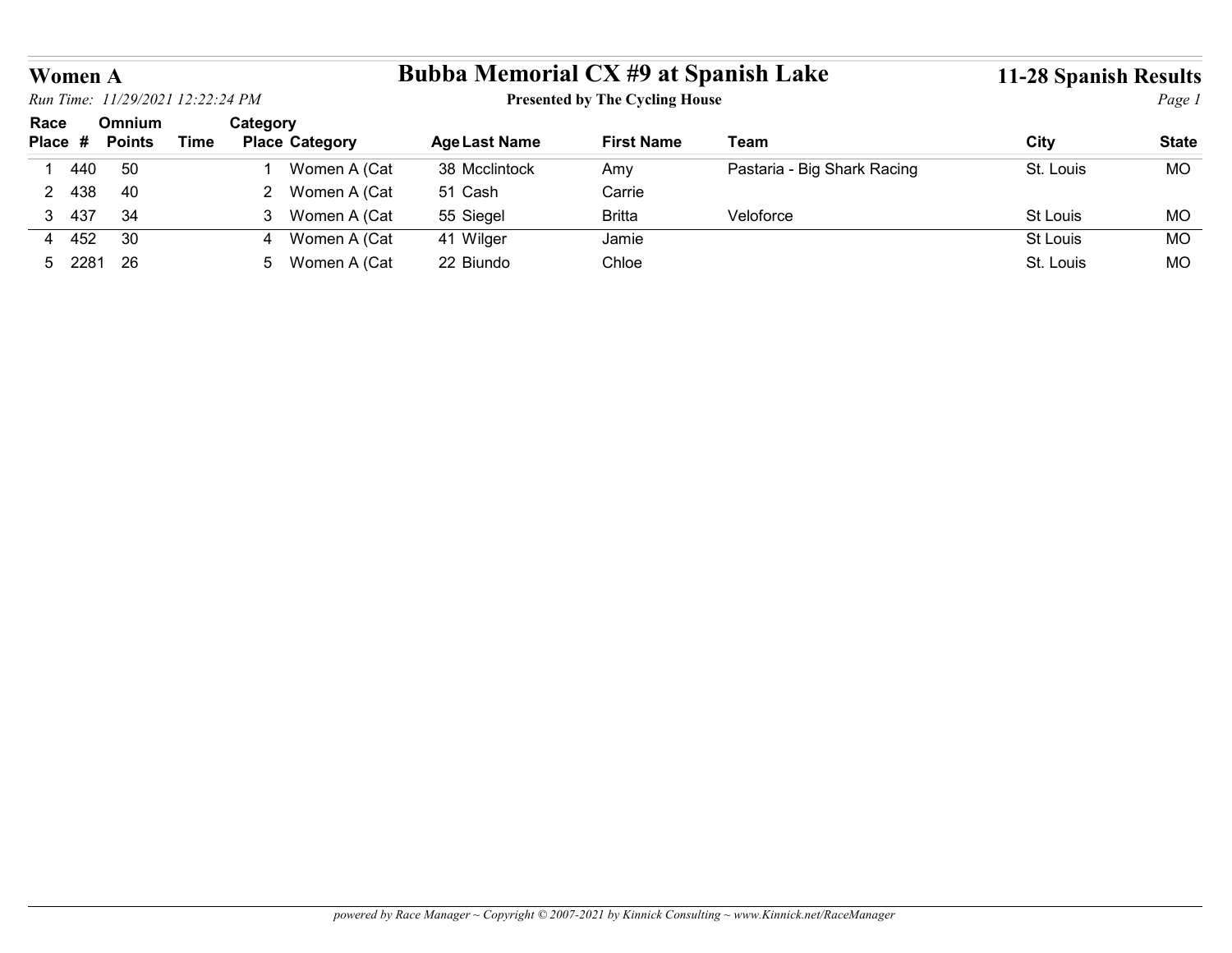## Women A

## Bubba Memorial CX #9 at Spanish Lake

**Presented by The Cycling House**

## 11-28 Spanish Results

*Run Time: 11/29/2021 12:22:24 PM*

| Race Place | # | Omnium Points | Time | Category Place | Category | Age | Last Name | First Name | Team | City | State |
|---|---|---|---|---|---|---|---|---|---|---|---|
| 1 | 440 | 50 | | 1 | Women A (Cat | 38 | Mcclintock | Amy | Pastaria - Big Shark Racing | St. Louis | MO |
| 2 | 438 | 40 | | 2 | Women A (Cat | 51 | Cash | Carrie | | | |
| 3 | 437 | 34 | | 3 | Women A (Cat | 55 | Siegel | Britta | Veloforce | St Louis | MO |
| 4 | 452 | 30 | | 4 | Women A (Cat | 41 | Wilger | Jamie | | St Louis | MO |
| 5 | 2281 | 26 | | 5 | Women A (Cat | 22 | Biundo | Chloe | | St. Louis | MO |

*powered by Race Manager ~ Copyright © 2007-2021 by Kinnick Consulting ~ www.Kinnick.net/RaceManager*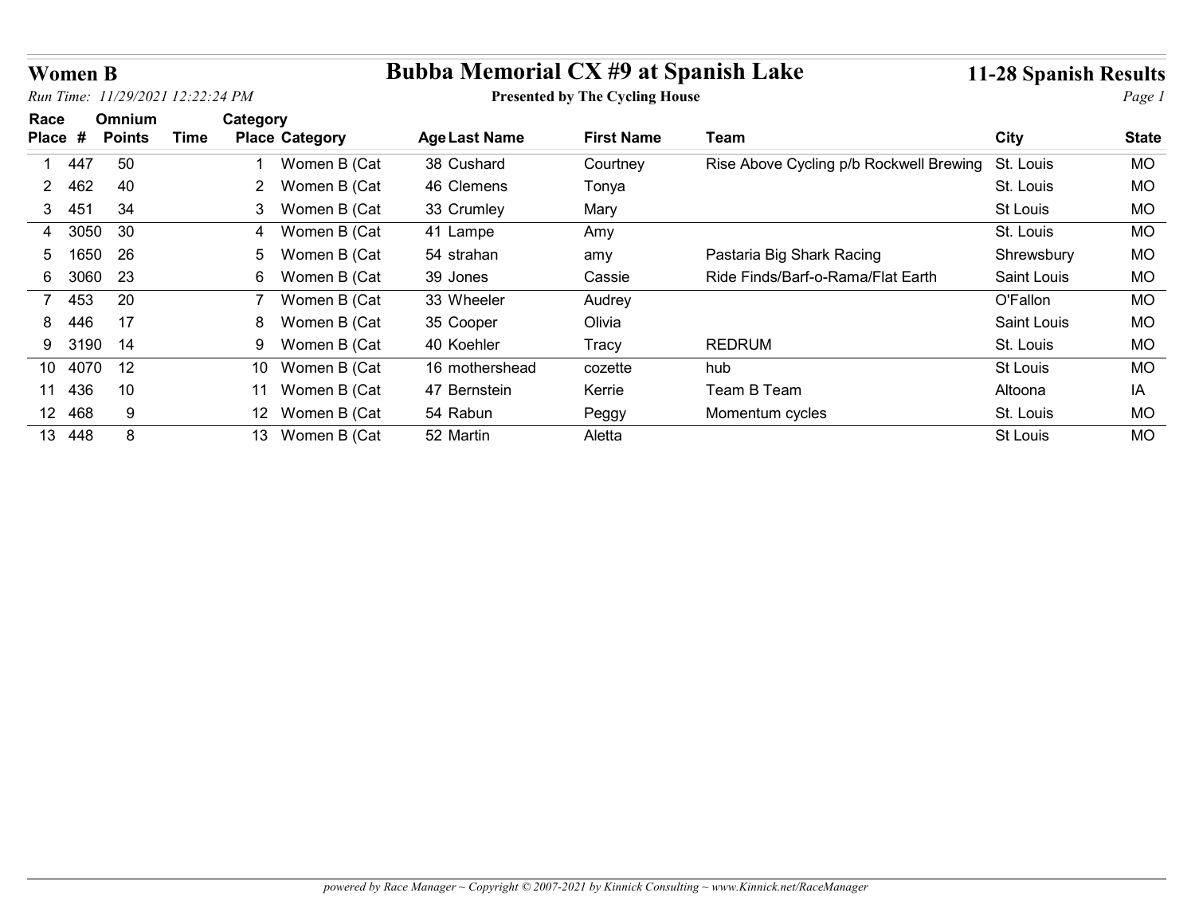# Women B

## Bubba Memorial CX #9 at Spanish Lake

**Presented by The Cycling House**

**11-28 Spanish Results**

*Run Time: 11/29/2021 12:22:24 PM*

| Race Place | # | Omnium Points | Time | Category Place | Category | Age | Last Name | First Name | Team | City | State |
|---|---|---|---|---|---|---|---|---|---|---|---|
| 1 | 447 | 50 | | 1 | Women B (Cat | 38 | Cushard | Courtney | Rise Above Cycling p/b Rockwell Brewing | St. Louis | MO |
| 2 | 462 | 40 | | 2 | Women B (Cat | 46 | Clemens | Tonya | | St. Louis | MO |
| 3 | 451 | 34 | | 3 | Women B (Cat | 33 | Crumley | Mary | | St Louis | MO |
| 4 | 3050 | 30 | | 4 | Women B (Cat | 41 | Lampe | Amy | | St. Louis | MO |
| 5 | 1650 | 26 | | 5 | Women B (Cat | 54 | strahan | amy | Pastaria Big Shark Racing | Shrewsbury | MO |
| 6 | 3060 | 23 | | 6 | Women B (Cat | 39 | Jones | Cassie | Ride Finds/Barf-o-Rama/Flat Earth | Saint Louis | MO |
| 7 | 453 | 20 | | 7 | Women B (Cat | 33 | Wheeler | Audrey | | O'Fallon | MO |
| 8 | 446 | 17 | | 8 | Women B (Cat | 35 | Cooper | Olivia | | Saint Louis | MO |
| 9 | 3190 | 14 | | 9 | Women B (Cat | 40 | Koehler | Tracy | REDRUM | St. Louis | MO |
| 10 | 4070 | 12 | | 10 | Women B (Cat | 16 | mothershead | cozette | hub | St Louis | MO |
| 11 | 436 | 10 | | 11 | Women B (Cat | 47 | Bernstein | Kerrie | Team B Team | Altoona | IA |
| 12 | 468 | 9 | | 12 | Women B (Cat | 54 | Rabun | Peggy | Momentum cycles | St. Louis | MO |
| 13 | 448 | 8 | | 13 | Women B (Cat | 52 | Martin | Aletta | | St Louis | MO |

*powered by Race Manager ~ Copyright © 2007-2021 by Kinnick Consulting ~ www.Kinnick.net/RaceManager*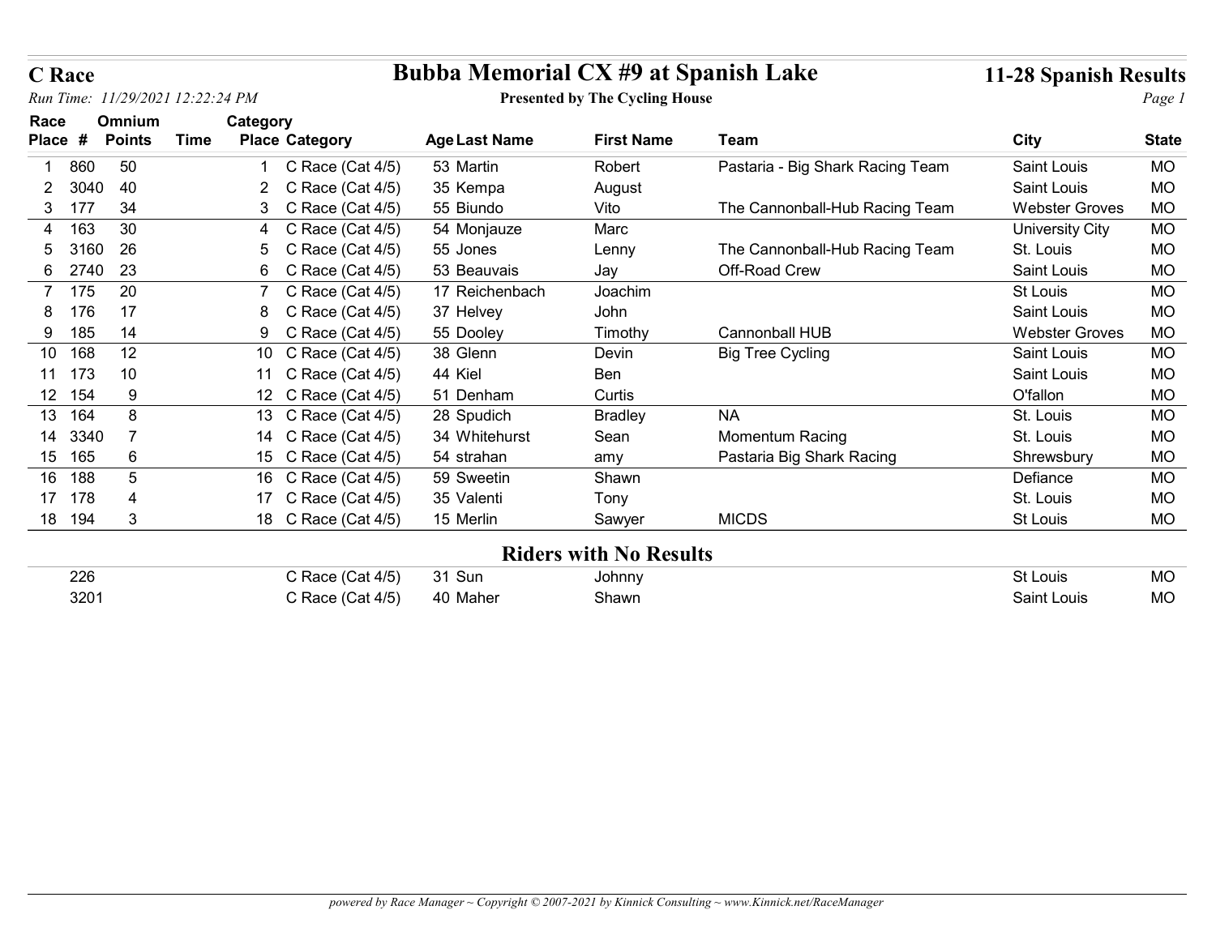# Bubba Memorial CX #9 at Spanish Lake

**C Race**

*Run Time: 11/29/2021 12:22:24 PM*

**Presented by The Cycling House**

**11-28 Spanish Results**

| Race Place | # | Omnium Points | Time | Category Place | Category | Age | Last Name | First Name | Team | City | State |
|---|---|---|---|---|---|---|---|---|---|---|---|
| 1 | 860 | 50 | | 1 | C Race (Cat 4/5) | 53 | Martin | Robert | Pastaria - Big Shark Racing Team | Saint Louis | MO |
| 2 | 3040 | 40 | | 2 | C Race (Cat 4/5) | 35 | Kempa | August | | Saint Louis | MO |
| 3 | 177 | 34 | | 3 | C Race (Cat 4/5) | 55 | Biundo | Vito | The Cannonball-Hub Racing Team | Webster Groves | MO |
| 4 | 163 | 30 | | 4 | C Race (Cat 4/5) | 54 | Monjauze | Marc | | University City | MO |
| 5 | 3160 | 26 | | 5 | C Race (Cat 4/5) | 55 | Jones | Lenny | The Cannonball-Hub Racing Team | St. Louis | MO |
| 6 | 2740 | 23 | | 6 | C Race (Cat 4/5) | 53 | Beauvais | Jay | Off-Road Crew | Saint Louis | MO |
| 7 | 175 | 20 | | 7 | C Race (Cat 4/5) | 17 | Reichenbach | Joachim | | St Louis | MO |
| 8 | 176 | 17 | | 8 | C Race (Cat 4/5) | 37 | Helvey | John | | Saint Louis | MO |
| 9 | 185 | 14 | | 9 | C Race (Cat 4/5) | 55 | Dooley | Timothy | Cannonball HUB | Webster Groves | MO |
| 10 | 168 | 12 | | 10 | C Race (Cat 4/5) | 38 | Glenn | Devin | Big Tree Cycling | Saint Louis | MO |
| 11 | 173 | 10 | | 11 | C Race (Cat 4/5) | 44 | Kiel | Ben | | Saint Louis | MO |
| 12 | 154 | 9 | | 12 | C Race (Cat 4/5) | 51 | Denham | Curtis | | O'fallon | MO |
| 13 | 164 | 8 | | 13 | C Race (Cat 4/5) | 28 | Spudich | Bradley | NA | St. Louis | MO |
| 14 | 3340 | 7 | | 14 | C Race (Cat 4/5) | 34 | Whitehurst | Sean | Momentum Racing | St. Louis | MO |
| 15 | 165 | 6 | | 15 | C Race (Cat 4/5) | 54 | strahan | amy | Pastaria Big Shark Racing | Shrewsbury | MO |
| 16 | 188 | 5 | | 16 | C Race (Cat 4/5) | 59 | Sweetin | Shawn | | Defiance | MO |
| 17 | 178 | 4 | | 17 | C Race (Cat 4/5) | 35 | Valenti | Tony | | St. Louis | MO |
| 18 | 194 | 3 | | 18 | C Race (Cat 4/5) | 15 | Merlin | Sawyer | MICDS | St Louis | MO |

## Riders with No Results

| # | Category | Age | Last Name | First Name | City | State |
|---|---|---|---|---|---|---|
| 226 | C Race (Cat 4/5) | 31 | Sun | Johnny | St Louis | MO |
| 3201 | C Race (Cat 4/5) | 40 | Maher | Shawn | Saint Louis | MO |

*powered by Race Manager ~ Copyright © 2007-2021 by Kinnick Consulting ~ www.Kinnick.net/RaceManager*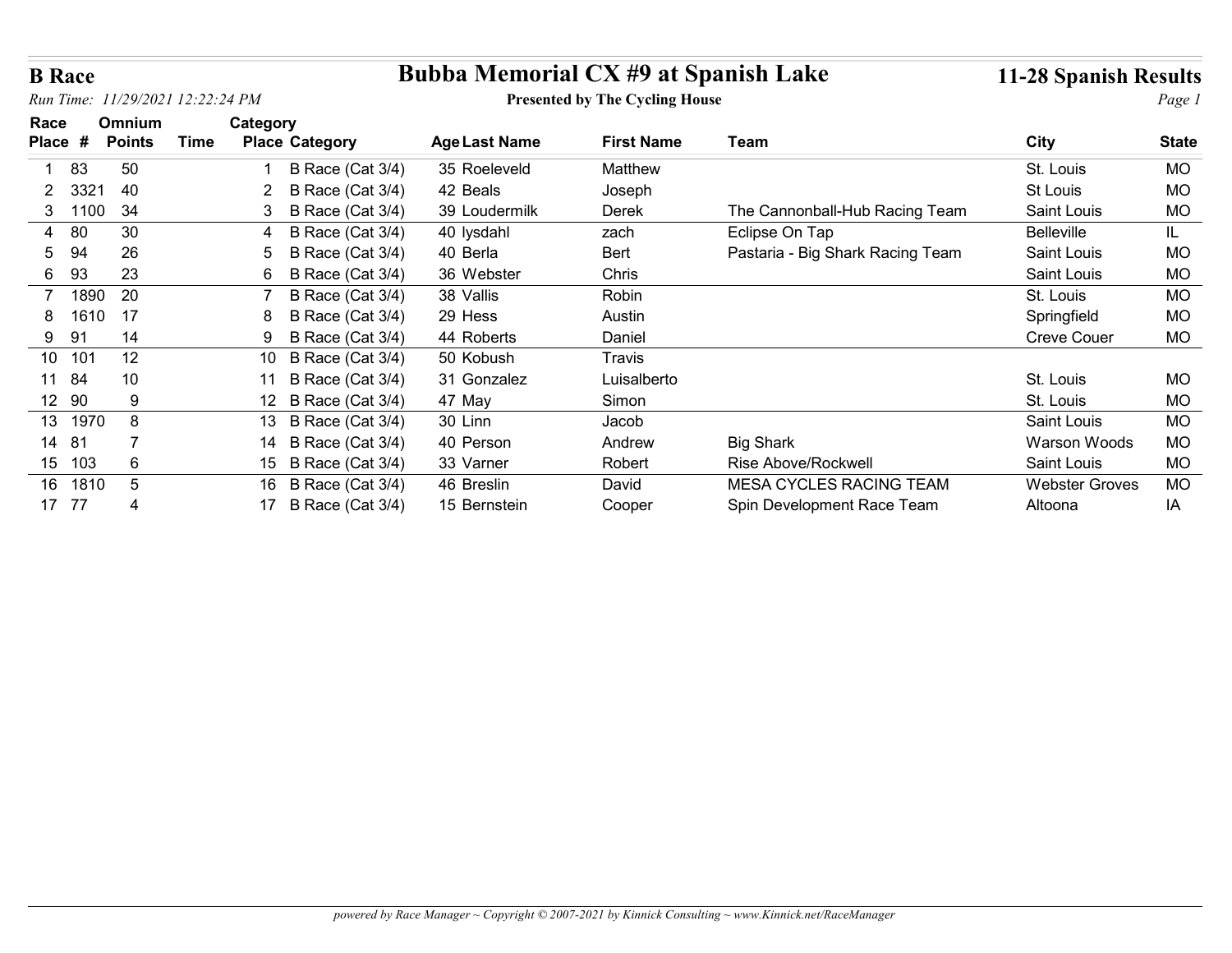# B Race

## Bubba Memorial CX #9 at Spanish Lake

**Presented by The Cycling House**

**11-28 Spanish Results**

*Run Time: 11/29/2021 12:22:24 PM*

| Race Place | # | Omnium Points | Time | Category Place | Category | Age | Last Name | First Name | Team | City | State |
|---|---|---|---|---|---|---|---|---|---|---|---|
| 1 | 83 | 50 | | 1 | B Race (Cat 3/4) | 35 | Roeleveld | Matthew | | St. Louis | MO |
| 2 | 3321 | 40 | | 2 | B Race (Cat 3/4) | 42 | Beals | Joseph | | St Louis | MO |
| 3 | 1100 | 34 | | 3 | B Race (Cat 3/4) | 39 | Loudermilk | Derek | The Cannonball-Hub Racing Team | Saint Louis | MO |
| 4 | 80 | 30 | | 4 | B Race (Cat 3/4) | 40 | lysdahl | zach | Eclipse On Tap | Belleville | IL |
| 5 | 94 | 26 | | 5 | B Race (Cat 3/4) | 40 | Berla | Bert | Pastaria - Big Shark Racing Team | Saint Louis | MO |
| 6 | 93 | 23 | | 6 | B Race (Cat 3/4) | 36 | Webster | Chris | | Saint Louis | MO |
| 7 | 1890 | 20 | | 7 | B Race (Cat 3/4) | 38 | Vallis | Robin | | St. Louis | MO |
| 8 | 1610 | 17 | | 8 | B Race (Cat 3/4) | 29 | Hess | Austin | | Springfield | MO |
| 9 | 91 | 14 | | 9 | B Race (Cat 3/4) | 44 | Roberts | Daniel | | Creve Couer | MO |
| 10 | 101 | 12 | | 10 | B Race (Cat 3/4) | 50 | Kobush | Travis | | | |
| 11 | 84 | 10 | | 11 | B Race (Cat 3/4) | 31 | Gonzalez | Luisalberto | | St. Louis | MO |
| 12 | 90 | 9 | | 12 | B Race (Cat 3/4) | 47 | May | Simon | | St. Louis | MO |
| 13 | 1970 | 8 | | 13 | B Race (Cat 3/4) | 30 | Linn | Jacob | | Saint Louis | MO |
| 14 | 81 | 7 | | 14 | B Race (Cat 3/4) | 40 | Person | Andrew | Big Shark | Warson Woods | MO |
| 15 | 103 | 6 | | 15 | B Race (Cat 3/4) | 33 | Varner | Robert | Rise Above/Rockwell | Saint Louis | MO |
| 16 | 1810 | 5 | | 16 | B Race (Cat 3/4) | 46 | Breslin | David | MESA CYCLES RACING TEAM | Webster Groves | MO |
| 17 | 77 | 4 | | 17 | B Race (Cat 3/4) | 15 | Bernstein | Cooper | Spin Development Race Team | Altoona | IA |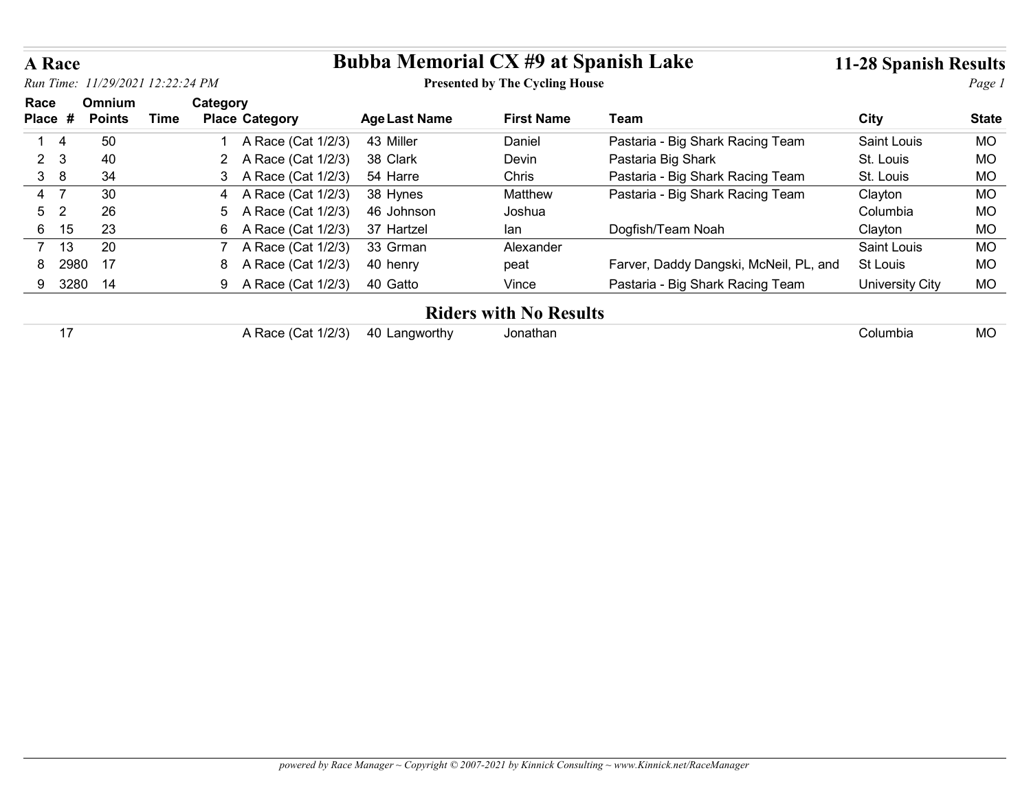**A Race**

*Run Time: 11/29/2021 12:22:24 PM*

# Bubba Memorial CX #9 at Spanish Lake

**Presented by The Cycling House**

**11-28 Spanish Results**

| Race Place | # | Omnium Points | Time | Category Place | Category | Age | Last Name | First Name | Team | City | State |
|---|---|---|---|---|---|---|---|---|---|---|---|
| 1 | 4 | 50 | | 1 | A Race (Cat 1/2/3) | 43 | Miller | Daniel | Pastaria - Big Shark Racing Team | Saint Louis | MO |
| 2 | 3 | 40 | | 2 | A Race (Cat 1/2/3) | 38 | Clark | Devin | Pastaria Big Shark | St. Louis | MO |
| 3 | 8 | 34 | | 3 | A Race (Cat 1/2/3) | 54 | Harre | Chris | Pastaria - Big Shark Racing Team | St. Louis | MO |
| 4 | 7 | 30 | | 4 | A Race (Cat 1/2/3) | 38 | Hynes | Matthew | Pastaria - Big Shark Racing Team | Clayton | MO |
| 5 | 2 | 26 | | 5 | A Race (Cat 1/2/3) | 46 | Johnson | Joshua | | Columbia | MO |
| 6 | 15 | 23 | | 6 | A Race (Cat 1/2/3) | 37 | Hartzel | Ian | Dogfish/Team Noah | Clayton | MO |
| 7 | 13 | 20 | | 7 | A Race (Cat 1/2/3) | 33 | Grman | Alexander | | Saint Louis | MO |
| 8 | 2980 | 17 | | 8 | A Race (Cat 1/2/3) | 40 | henry | peat | Farver, Daddy Dangski, McNeil, PL, and | St Louis | MO |
| 9 | 3280 | 14 | | 9 | A Race (Cat 1/2/3) | 40 | Gatto | Vince | Pastaria - Big Shark Racing Team | University City | MO |

## Riders with No Results

| Race Place | # | Omnium Points | Time | Category Place | Category | Age | Last Name | First Name | Team | City | State |
|---|---|---|---|---|---|---|---|---|---|---|---|
| | 17 | | | | A Race (Cat 1/2/3) | 40 | Langworthy | Jonathan | | Columbia | MO |